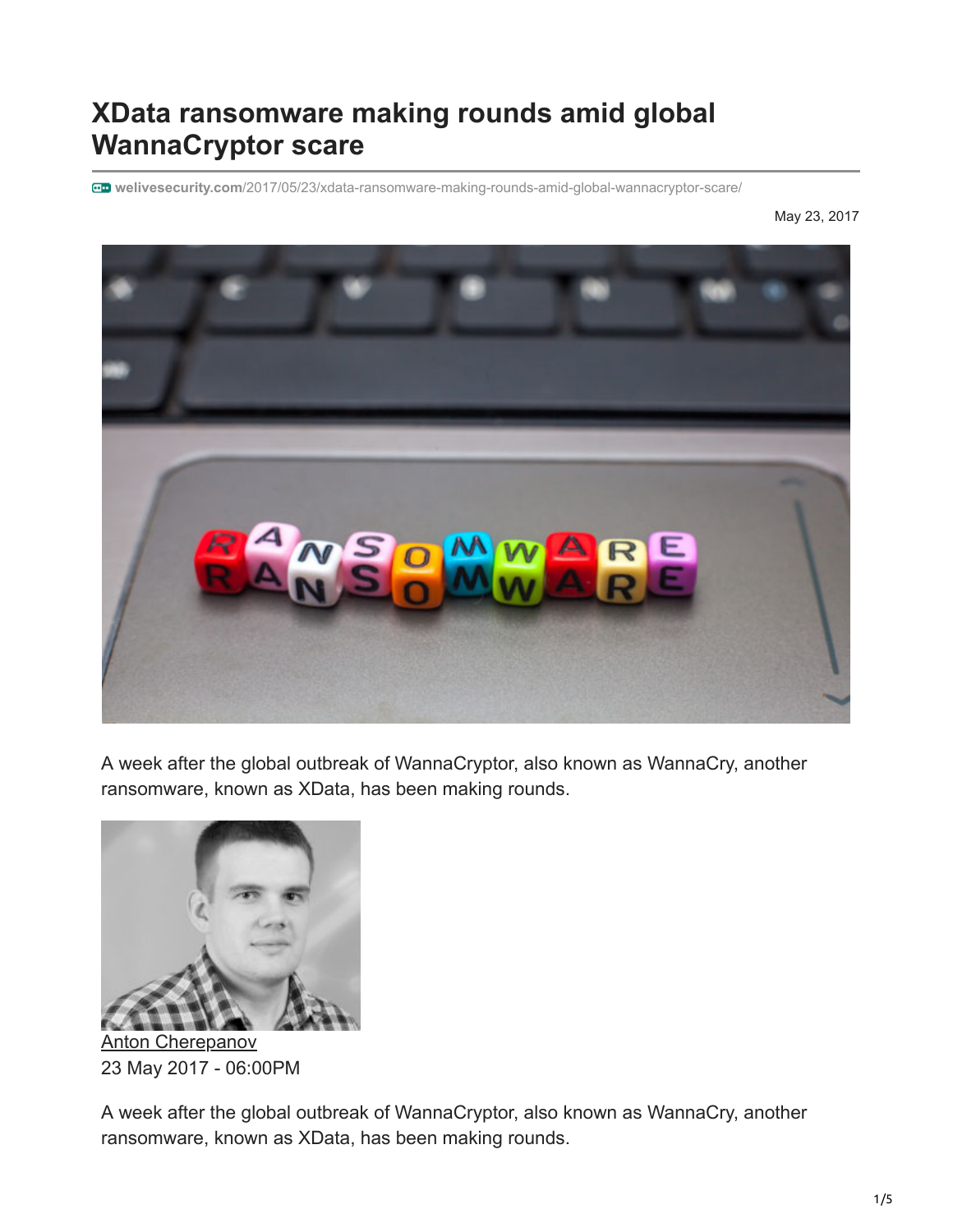# XData ransomware making rounds amid global WannaCryptor scare

welivesecurity.com/2017/05/23/xdata-ransomware-making-rounds-amid-global-wannacryptor-scare/

May 23, 2017

A week after the global outbreak of WannaCryptor, also known as WannaCry, another ransomware, known as XData, has been making rounds.

Anton Cherepanov
23 May 2017 - 06:00PM

A week after the global outbreak of WannaCryptor, also known as WannaCry, another ransomware, known as XData, has been making rounds.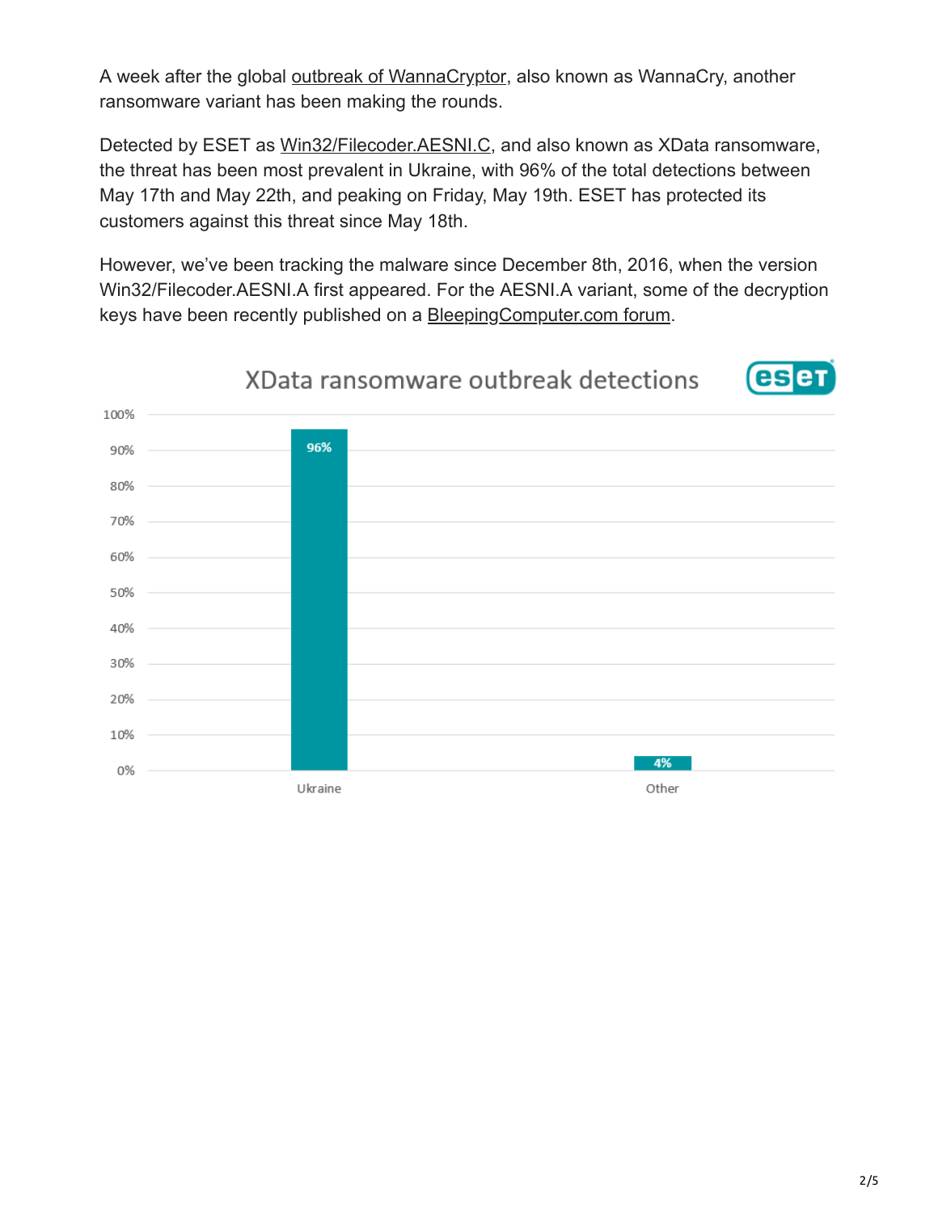A week after the global outbreak of WannaCryptor, also known as WannaCry, another ransomware variant has been making the rounds.

Detected by ESET as Win32/Filecoder.AESNI.C, and also known as XData ransomware, the threat has been most prevalent in Ukraine, with 96% of the total detections between May 17th and May 22th, and peaking on Friday, May 19th. ESET has protected its customers against this threat since May 18th.

However, we've been tracking the malware since December 8th, 2016, when the version Win32/Filecoder.AESNI.A first appeared. For the AESNI.A variant, some of the decryption keys have been recently published on a BleepingComputer.com forum.

XData ransomware outbreak detections

| Region | Detections |
| --- | --- |
| Ukraine | 96% |
| Other | 4% |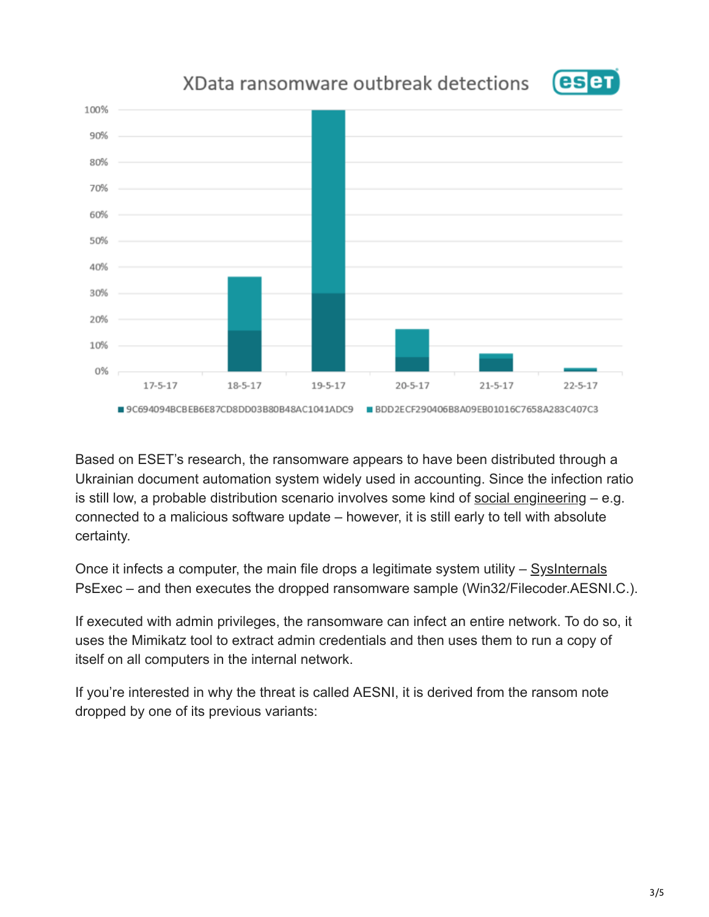Based on ESET's research, the ransomware appears to have been distributed through a Ukrainian document automation system widely used in accounting. Since the infection ratio is still low, a probable distribution scenario involves some kind of social engineering – e.g. connected to a malicious software update – however, it is still early to tell with absolute certainty.

Once it infects a computer, the main file drops a legitimate system utility – SysInternals PsExec – and then executes the dropped ransomware sample (Win32/Filecoder.AESNI.C.).

If executed with admin privileges, the ransomware can infect an entire network. To do so, it uses the Mimikatz tool to extract admin credentials and then uses them to run a copy of itself on all computers in the internal network.

If you're interested in why the threat is called AESNI, it is derived from the ransom note dropped by one of its previous variants: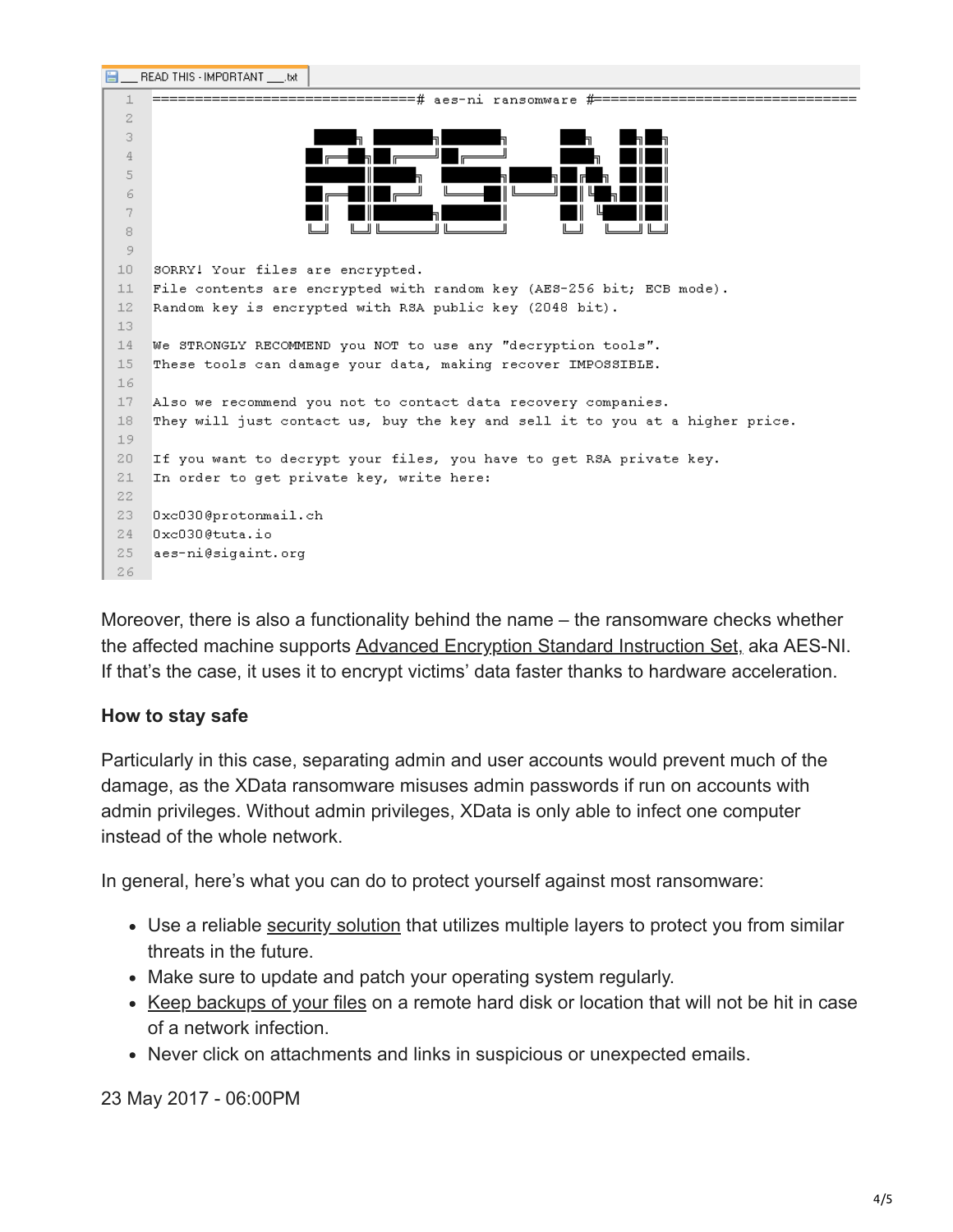```
___READ THIS - IMPORTANT___.txt

==============================# aes-ni ransomware #==============================

SORRY! Your files are encrypted.
File contents are encrypted with random key (AES-256 bit; ECB mode).
Random key is encrypted with RSA public key (2048 bit).

We STRONGLY RECOMMEND you NOT to use any "decryption tools".
These tools can damage your data, making recover IMPOSSIBLE.

Also we recommend you not to contact data recovery companies.
They will just contact us, buy the key and sell it to you at a higher price.

If you want to decrypt your files, you have to get RSA private key.
In order to get private key, write here:

0xc030@protonmail.ch
0xc030@tuta.io
aes-ni@sigaint.org
```

Moreover, there is also a functionality behind the name – the ransomware checks whether the affected machine supports Advanced Encryption Standard Instruction Set, aka AES-NI. If that's the case, it uses it to encrypt victims' data faster thanks to hardware acceleration.

**How to stay safe**

Particularly in this case, separating admin and user accounts would prevent much of the damage, as the XData ransomware misuses admin passwords if run on accounts with admin privileges. Without admin privileges, XData is only able to infect one computer instead of the whole network.

In general, here's what you can do to protect yourself against most ransomware:

- Use a reliable security solution that utilizes multiple layers to protect you from similar threats in the future.
- Make sure to update and patch your operating system regularly.
- Keep backups of your files on a remote hard disk or location that will not be hit in case of a network infection.
- Never click on attachments and links in suspicious or unexpected emails.

23 May 2017 - 06:00PM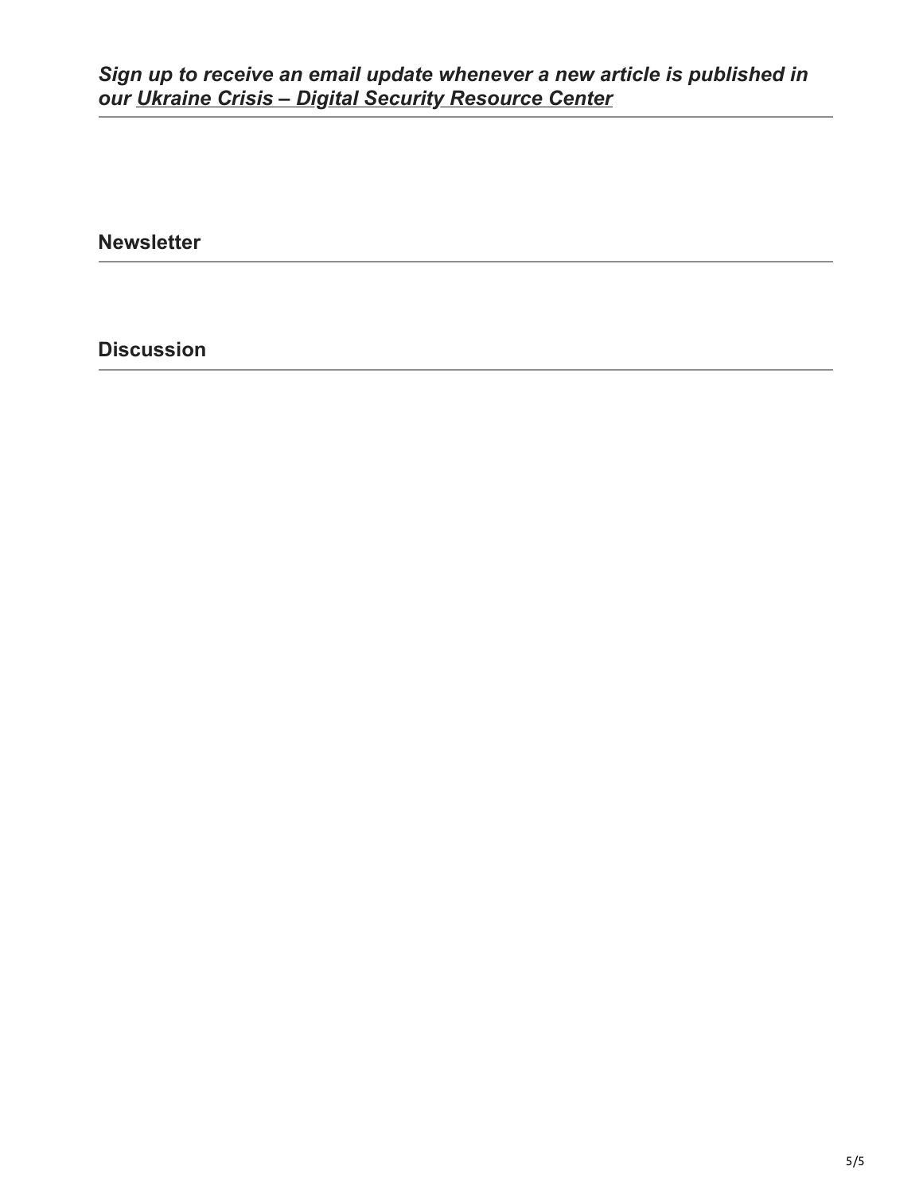***Sign up to receive an email update whenever a new article is published in our [Ukraine Crisis – Digital Security Resource Center](Ukraine Crisis – Digital Security Resource Center)***

## Newsletter

## Discussion